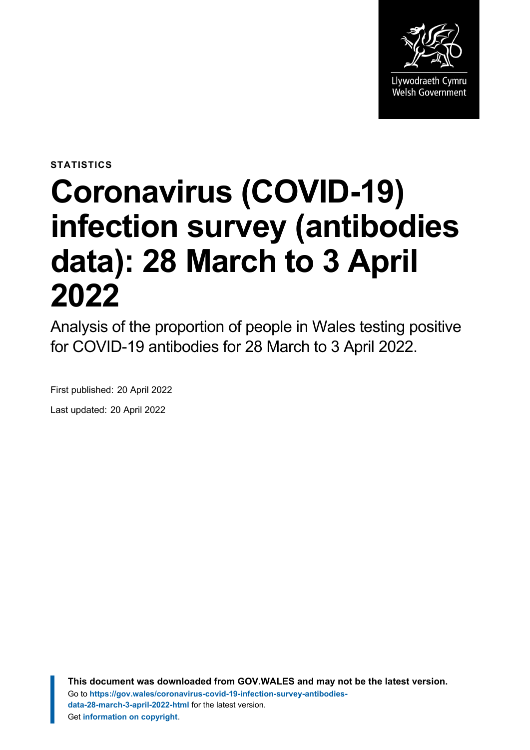Llywodraeth Cymru
Welsh Government

STATISTICS

# Coronavirus (COVID-19) infection survey (antibodies data): 28 March to 3 April 2022

Analysis of the proportion of people in Wales testing positive for COVID-19 antibodies for 28 March to 3 April 2022.

First published: 20 April 2022

Last updated: 20 April 2022

**This document was downloaded from GOV.WALES and may not be the latest version.**
Go to **https://gov.wales/coronavirus-covid-19-infection-survey-antibodies-data-28-march-3-april-2022-html** for the latest version.
Get **information on copyright**.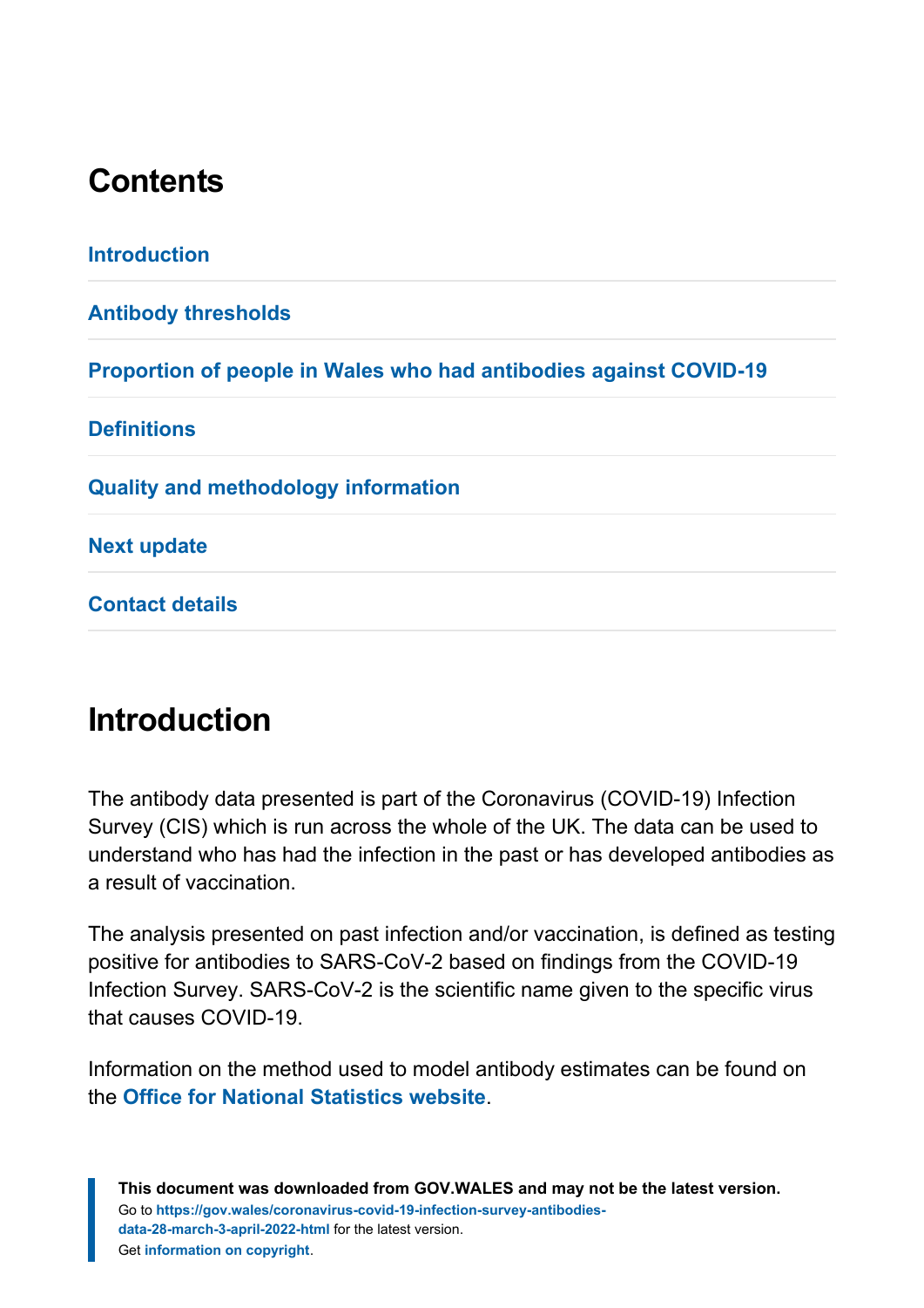## Contents

Introduction

Antibody thresholds

Proportion of people in Wales who had antibodies against COVID-19

Definitions

Quality and methodology information

Next update

Contact details

## Introduction

The antibody data presented is part of the Coronavirus (COVID-19) Infection Survey (CIS) which is run across the whole of the UK. The data can be used to understand who has had the infection in the past or has developed antibodies as a result of vaccination.

The analysis presented on past infection and/or vaccination, is defined as testing positive for antibodies to SARS-CoV-2 based on findings from the COVID-19 Infection Survey. SARS-CoV-2 is the scientific name given to the specific virus that causes COVID-19.

Information on the method used to model antibody estimates can be found on the **Office for National Statistics website**.

**This document was downloaded from GOV.WALES and may not be the latest version.**
Go to **https://gov.wales/coronavirus-covid-19-infection-survey-antibodies-data-28-march-3-april-2022-html** for the latest version.
Get **information on copyright**.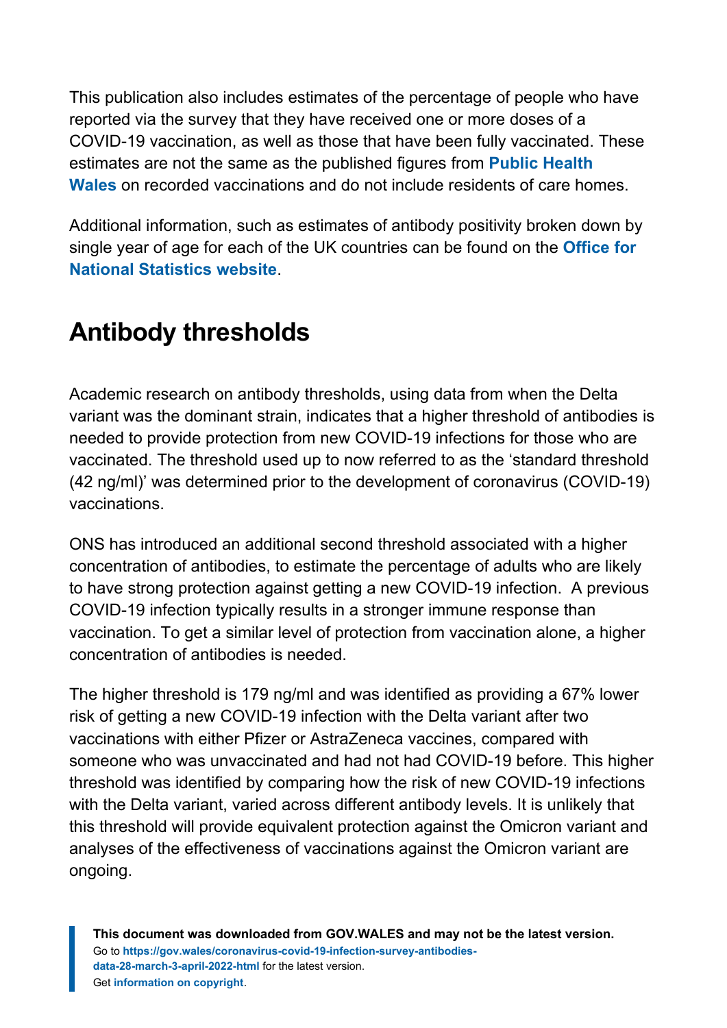This publication also includes estimates of the percentage of people who have reported via the survey that they have received one or more doses of a COVID-19 vaccination, as well as those that have been fully vaccinated. These estimates are not the same as the published figures from **Public Health Wales** on recorded vaccinations and do not include residents of care homes.

Additional information, such as estimates of antibody positivity broken down by single year of age for each of the UK countries can be found on the **Office for National Statistics website**.

## Antibody thresholds

Academic research on antibody thresholds, using data from when the Delta variant was the dominant strain, indicates that a higher threshold of antibodies is needed to provide protection from new COVID-19 infections for those who are vaccinated. The threshold used up to now referred to as the 'standard threshold (42 ng/ml)' was determined prior to the development of coronavirus (COVID-19) vaccinations.

ONS has introduced an additional second threshold associated with a higher concentration of antibodies, to estimate the percentage of adults who are likely to have strong protection against getting a new COVID-19 infection. A previous COVID-19 infection typically results in a stronger immune response than vaccination. To get a similar level of protection from vaccination alone, a higher concentration of antibodies is needed.

The higher threshold is 179 ng/ml and was identified as providing a 67% lower risk of getting a new COVID-19 infection with the Delta variant after two vaccinations with either Pfizer or AstraZeneca vaccines, compared with someone who was unvaccinated and had not had COVID-19 before. This higher threshold was identified by comparing how the risk of new COVID-19 infections with the Delta variant, varied across different antibody levels. It is unlikely that this threshold will provide equivalent protection against the Omicron variant and analyses of the effectiveness of vaccinations against the Omicron variant are ongoing.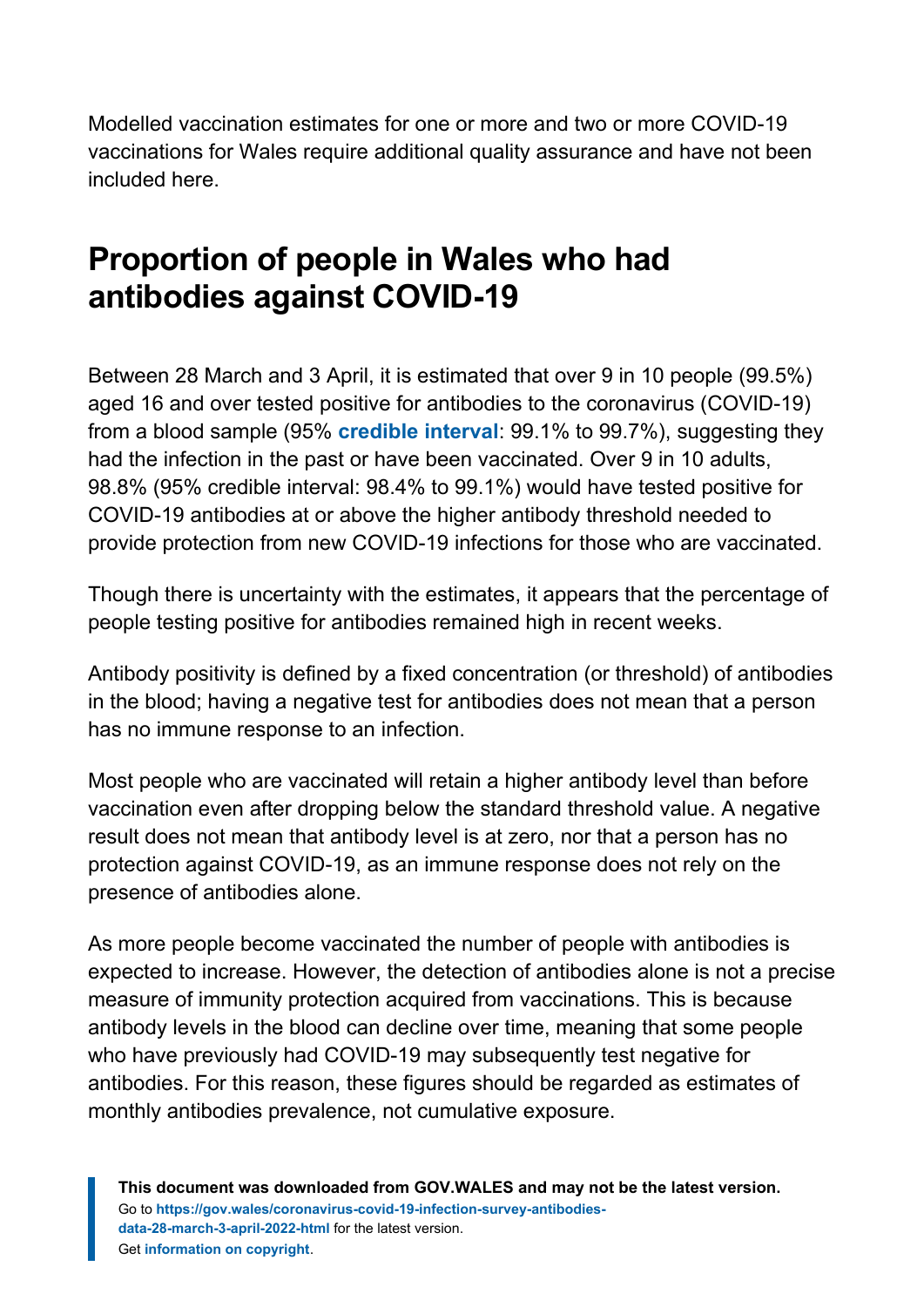Modelled vaccination estimates for one or more and two or more COVID-19 vaccinations for Wales require additional quality assurance and have not been included here.

## Proportion of people in Wales who had antibodies against COVID-19

Between 28 March and 3 April, it is estimated that over 9 in 10 people (99.5%) aged 16 and over tested positive for antibodies to the coronavirus (COVID-19) from a blood sample (95% **credible interval**: 99.1% to 99.7%), suggesting they had the infection in the past or have been vaccinated. Over 9 in 10 adults, 98.8% (95% credible interval: 98.4% to 99.1%) would have tested positive for COVID-19 antibodies at or above the higher antibody threshold needed to provide protection from new COVID-19 infections for those who are vaccinated.

Though there is uncertainty with the estimates, it appears that the percentage of people testing positive for antibodies remained high in recent weeks.

Antibody positivity is defined by a fixed concentration (or threshold) of antibodies in the blood; having a negative test for antibodies does not mean that a person has no immune response to an infection.

Most people who are vaccinated will retain a higher antibody level than before vaccination even after dropping below the standard threshold value. A negative result does not mean that antibody level is at zero, nor that a person has no protection against COVID-19, as an immune response does not rely on the presence of antibodies alone.

As more people become vaccinated the number of people with antibodies is expected to increase. However, the detection of antibodies alone is not a precise measure of immunity protection acquired from vaccinations. This is because antibody levels in the blood can decline over time, meaning that some people who have previously had COVID-19 may subsequently test negative for antibodies. For this reason, these figures should be regarded as estimates of monthly antibodies prevalence, not cumulative exposure.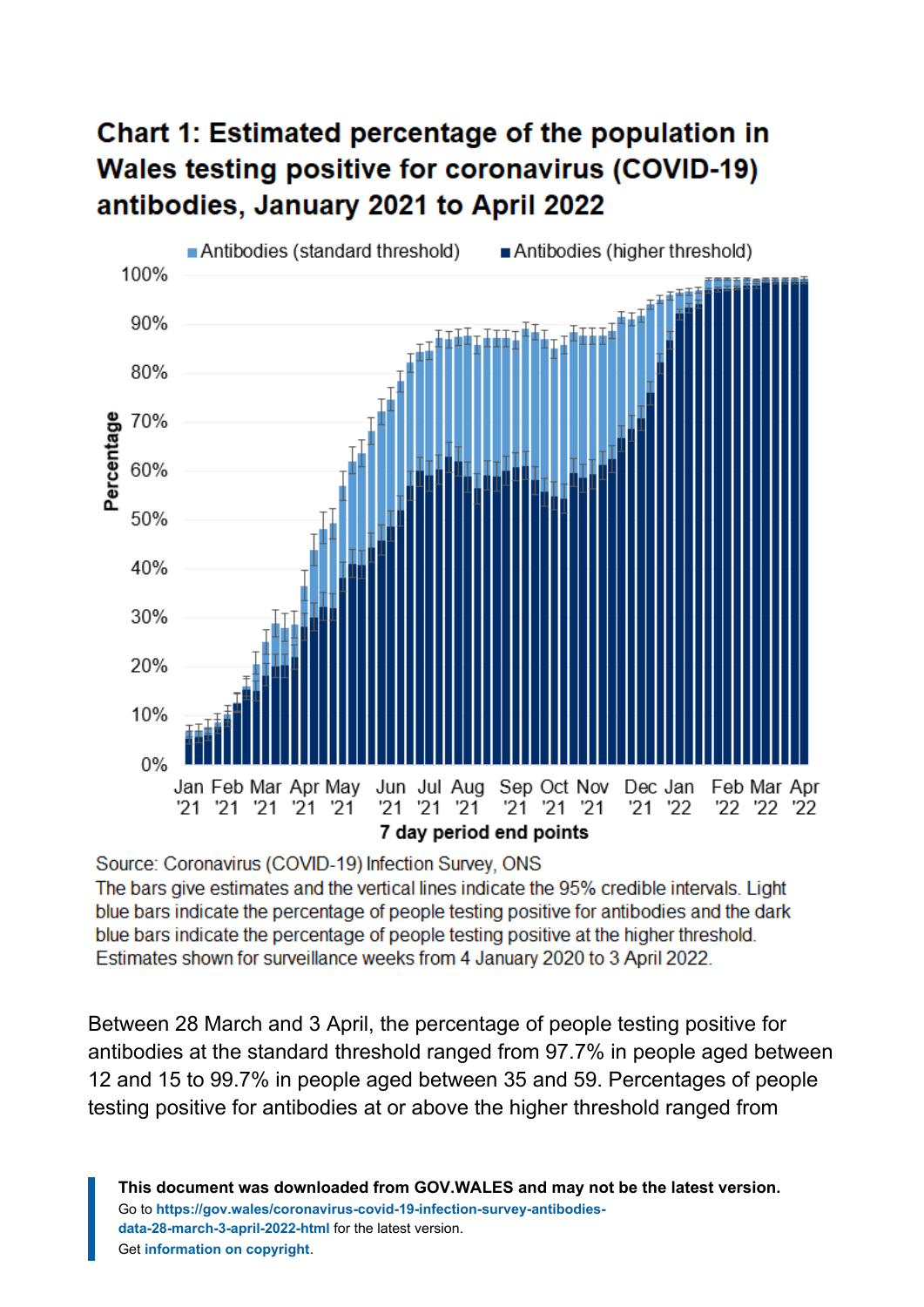## Chart 1: Estimated percentage of the population in Wales testing positive for coronavirus (COVID-19) antibodies, January 2021 to April 2022

Source: Coronavirus (COVID-19) Infection Survey, ONS

The bars give estimates and the vertical lines indicate the 95% credible intervals. Light blue bars indicate the percentage of people testing positive for antibodies and the dark blue bars indicate the percentage of people testing positive at the higher threshold. Estimates shown for surveillance weeks from 4 January 2020 to 3 April 2022.

Between 28 March and 3 April, the percentage of people testing positive for antibodies at the standard threshold ranged from 97.7% in people aged between 12 and 15 to 99.7% in people aged between 35 and 59. Percentages of people testing positive for antibodies at or above the higher threshold ranged from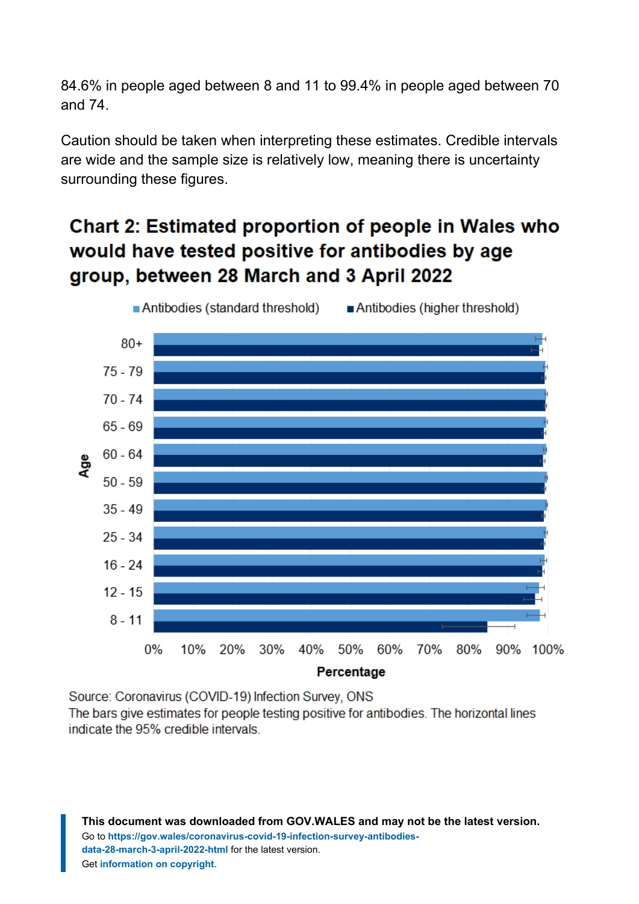84.6% in people aged between 8 and 11 to 99.4% in people aged between 70 and 74.

Caution should be taken when interpreting these estimates. Credible intervals are wide and the sample size is relatively low, meaning there is uncertainty surrounding these figures.

### Chart 2: Estimated proportion of people in Wales who would have tested positive for antibodies by age group, between 28 March and 3 April 2022

Source: Coronavirus (COVID-19) Infection Survey, ONS

The bars give estimates for people testing positive for antibodies. The horizontal lines indicate the 95% credible intervals.

**This document was downloaded from GOV.WALES and may not be the latest version.**
Go to https://gov.wales/coronavirus-covid-19-infection-survey-antibodies-data-28-march-3-april-2022-html for the latest version.
Get information on copyright.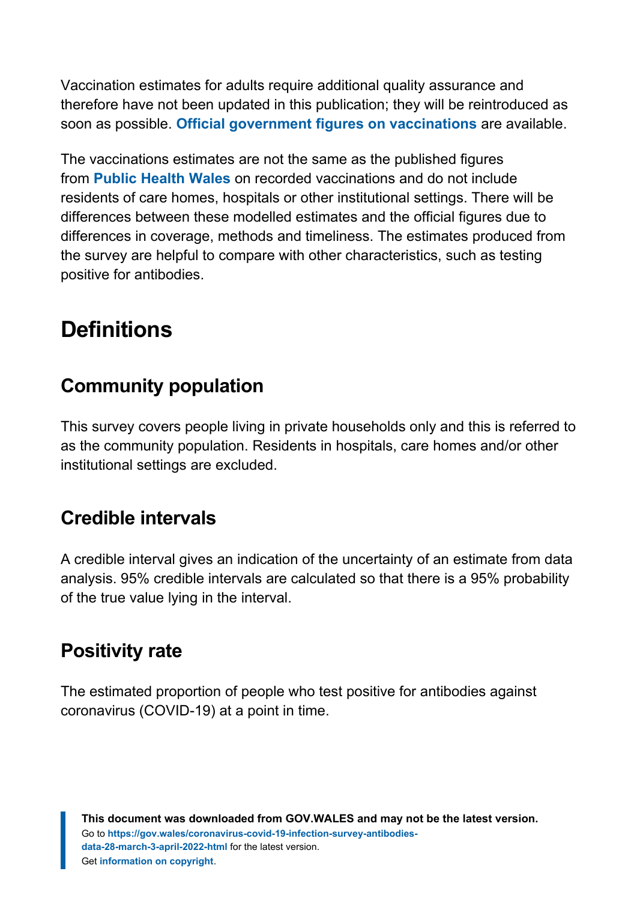Vaccination estimates for adults require additional quality assurance and therefore have not been updated in this publication; they will be reintroduced as soon as possible. **Official government figures on vaccinations** are available.

The vaccinations estimates are not the same as the published figures from **Public Health Wales** on recorded vaccinations and do not include residents of care homes, hospitals or other institutional settings. There will be differences between these modelled estimates and the official figures due to differences in coverage, methods and timeliness. The estimates produced from the survey are helpful to compare with other characteristics, such as testing positive for antibodies.

# Definitions

## Community population

This survey covers people living in private households only and this is referred to as the community population. Residents in hospitals, care homes and/or other institutional settings are excluded.

## Credible intervals

A credible interval gives an indication of the uncertainty of an estimate from data analysis. 95% credible intervals are calculated so that there is a 95% probability of the true value lying in the interval.

## Positivity rate

The estimated proportion of people who test positive for antibodies against coronavirus (COVID-19) at a point in time.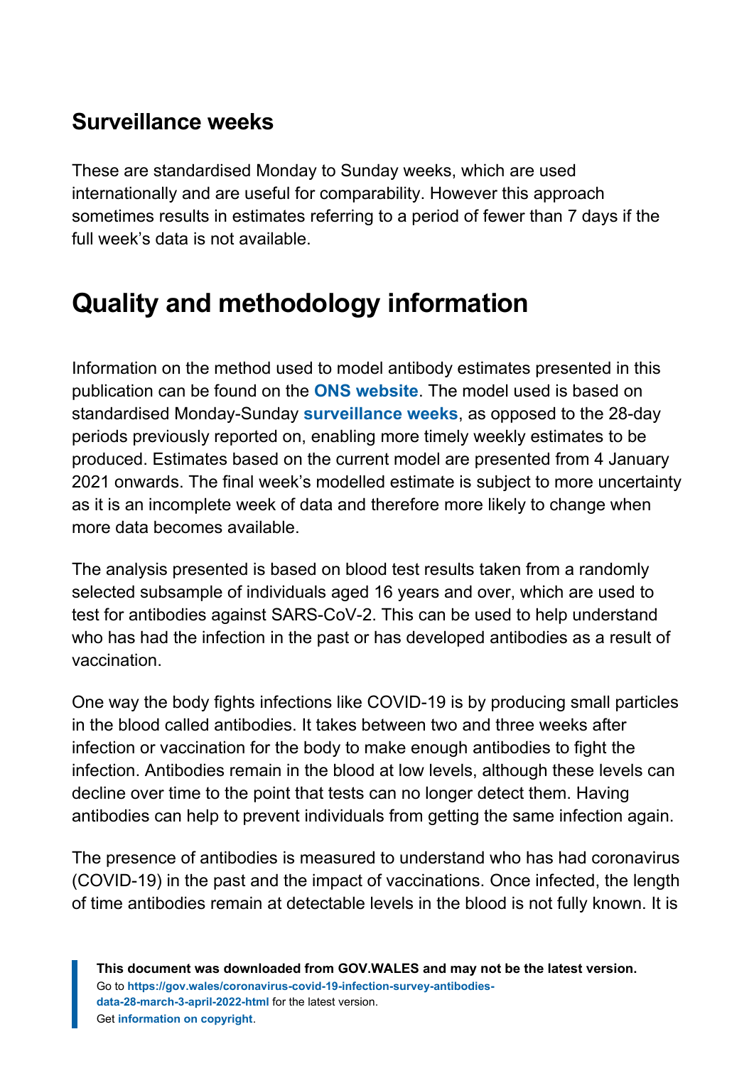### Surveillance weeks

These are standardised Monday to Sunday weeks, which are used internationally and are useful for comparability. However this approach sometimes results in estimates referring to a period of fewer than 7 days if the full week's data is not available.

## Quality and methodology information

Information on the method used to model antibody estimates presented in this publication can be found on the **ONS website**. The model used is based on standardised Monday-Sunday **surveillance weeks**, as opposed to the 28-day periods previously reported on, enabling more timely weekly estimates to be produced. Estimates based on the current model are presented from 4 January 2021 onwards. The final week's modelled estimate is subject to more uncertainty as it is an incomplete week of data and therefore more likely to change when more data becomes available.

The analysis presented is based on blood test results taken from a randomly selected subsample of individuals aged 16 years and over, which are used to test for antibodies against SARS-CoV-2. This can be used to help understand who has had the infection in the past or has developed antibodies as a result of vaccination.

One way the body fights infections like COVID-19 is by producing small particles in the blood called antibodies. It takes between two and three weeks after infection or vaccination for the body to make enough antibodies to fight the infection. Antibodies remain in the blood at low levels, although these levels can decline over time to the point that tests can no longer detect them. Having antibodies can help to prevent individuals from getting the same infection again.

The presence of antibodies is measured to understand who has had coronavirus (COVID-19) in the past and the impact of vaccinations. Once infected, the length of time antibodies remain at detectable levels in the blood is not fully known. It is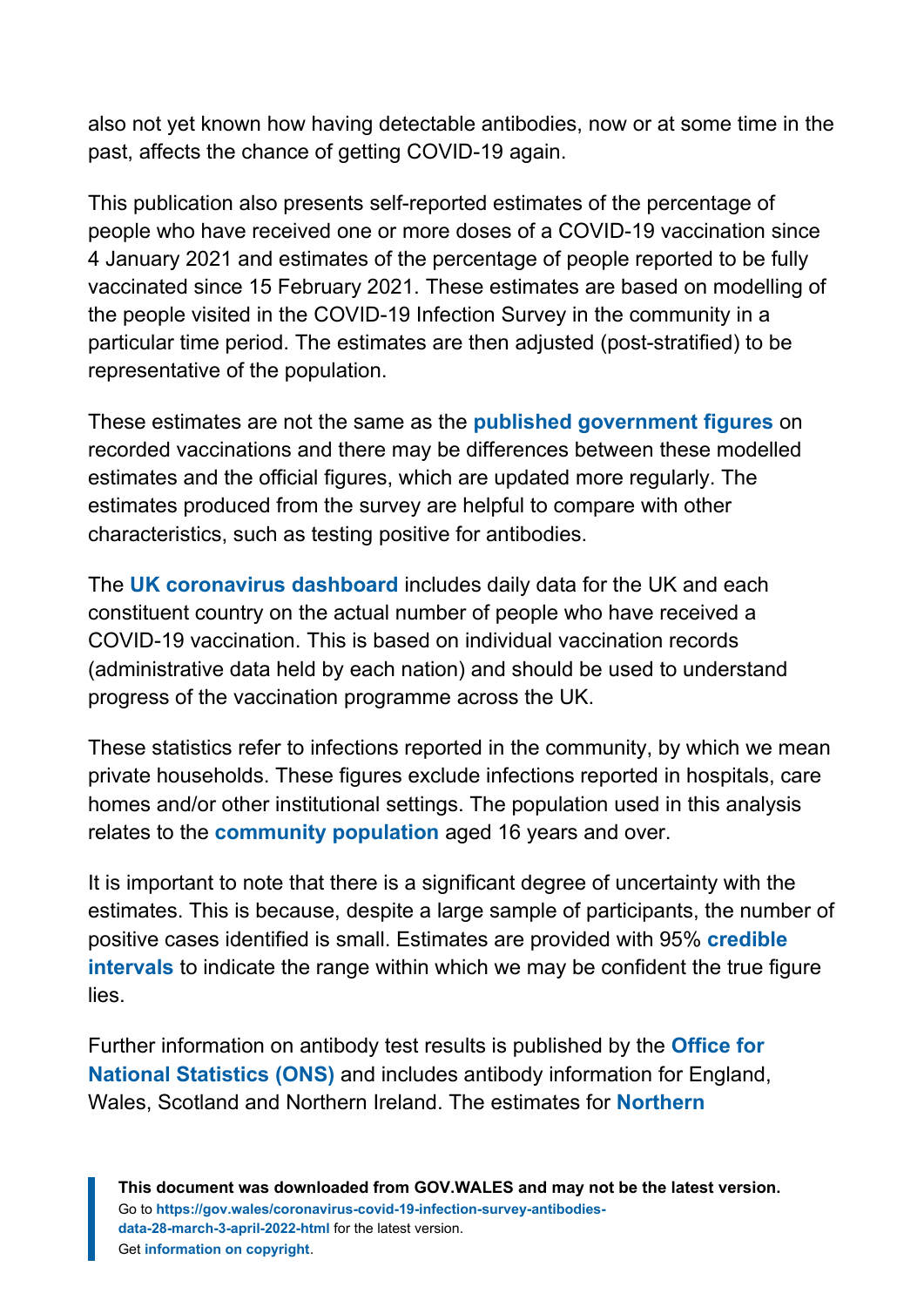also not yet known how having detectable antibodies, now or at some time in the past, affects the chance of getting COVID-19 again.

This publication also presents self-reported estimates of the percentage of people who have received one or more doses of a COVID-19 vaccination since 4 January 2021 and estimates of the percentage of people reported to be fully vaccinated since 15 February 2021. These estimates are based on modelling of the people visited in the COVID-19 Infection Survey in the community in a particular time period. The estimates are then adjusted (post-stratified) to be representative of the population.

These estimates are not the same as the **published government figures** on recorded vaccinations and there may be differences between these modelled estimates and the official figures, which are updated more regularly. The estimates produced from the survey are helpful to compare with other characteristics, such as testing positive for antibodies.

The **UK coronavirus dashboard** includes daily data for the UK and each constituent country on the actual number of people who have received a COVID-19 vaccination. This is based on individual vaccination records (administrative data held by each nation) and should be used to understand progress of the vaccination programme across the UK.

These statistics refer to infections reported in the community, by which we mean private households. These figures exclude infections reported in hospitals, care homes and/or other institutional settings. The population used in this analysis relates to the **community population** aged 16 years and over.

It is important to note that there is a significant degree of uncertainty with the estimates. This is because, despite a large sample of participants, the number of positive cases identified is small. Estimates are provided with 95% **credible intervals** to indicate the range within which we may be confident the true figure lies.

Further information on antibody test results is published by the **Office for National Statistics (ONS)** and includes antibody information for England, Wales, Scotland and Northern Ireland. The estimates for **Northern**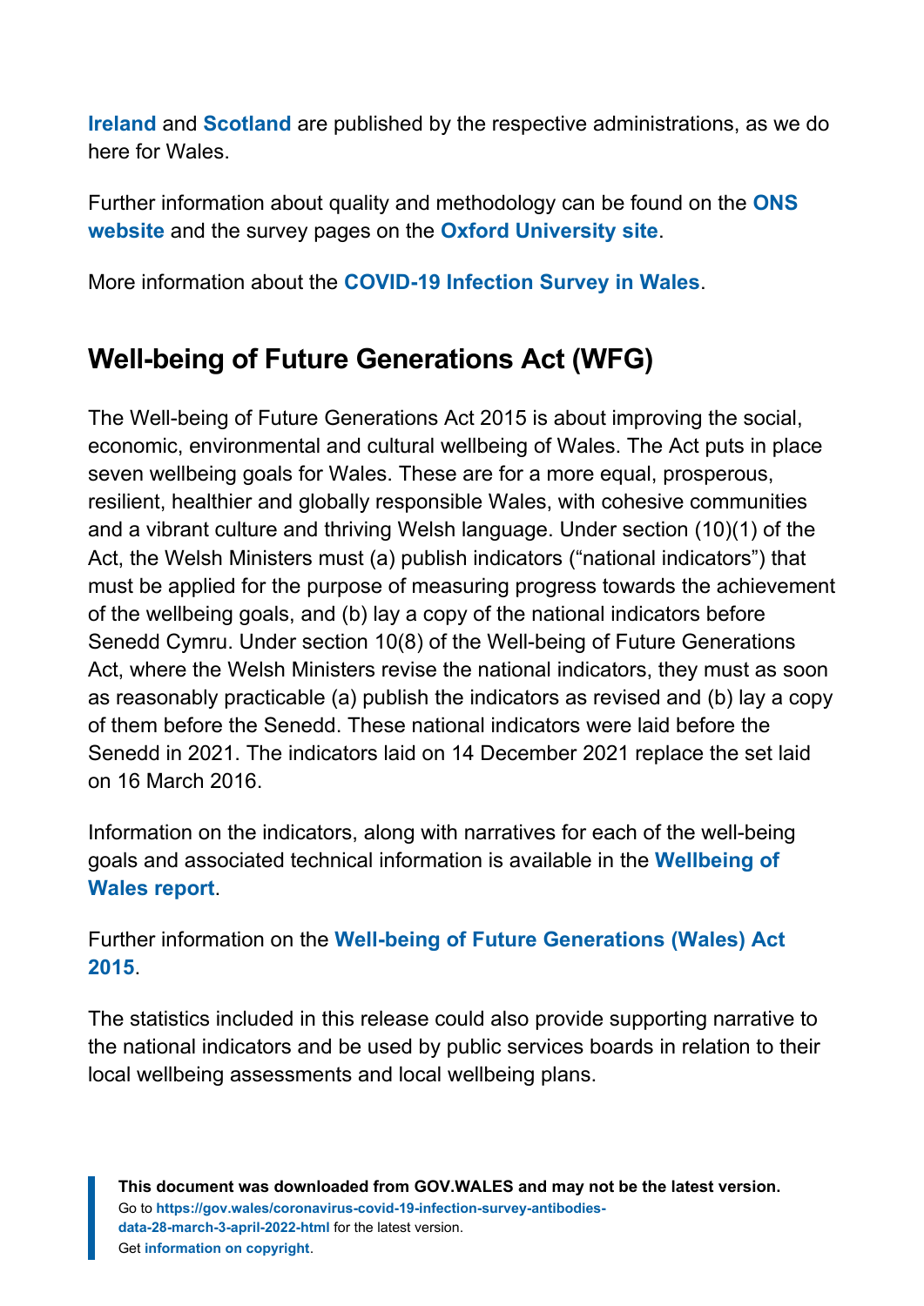**Ireland** and **Scotland** are published by the respective administrations, as we do here for Wales.

Further information about quality and methodology can be found on the **ONS website** and the survey pages on the **Oxford University site**.

More information about the **COVID-19 Infection Survey in Wales**.

## Well-being of Future Generations Act (WFG)

The Well-being of Future Generations Act 2015 is about improving the social, economic, environmental and cultural wellbeing of Wales. The Act puts in place seven wellbeing goals for Wales. These are for a more equal, prosperous, resilient, healthier and globally responsible Wales, with cohesive communities and a vibrant culture and thriving Welsh language. Under section (10)(1) of the Act, the Welsh Ministers must (a) publish indicators ("national indicators") that must be applied for the purpose of measuring progress towards the achievement of the wellbeing goals, and (b) lay a copy of the national indicators before Senedd Cymru. Under section 10(8) of the Well-being of Future Generations Act, where the Welsh Ministers revise the national indicators, they must as soon as reasonably practicable (a) publish the indicators as revised and (b) lay a copy of them before the Senedd. These national indicators were laid before the Senedd in 2021. The indicators laid on 14 December 2021 replace the set laid on 16 March 2016.

Information on the indicators, along with narratives for each of the well-being goals and associated technical information is available in the **Wellbeing of Wales report**.

Further information on the **Well-being of Future Generations (Wales) Act 2015**.

The statistics included in this release could also provide supporting narrative to the national indicators and be used by public services boards in relation to their local wellbeing assessments and local wellbeing plans.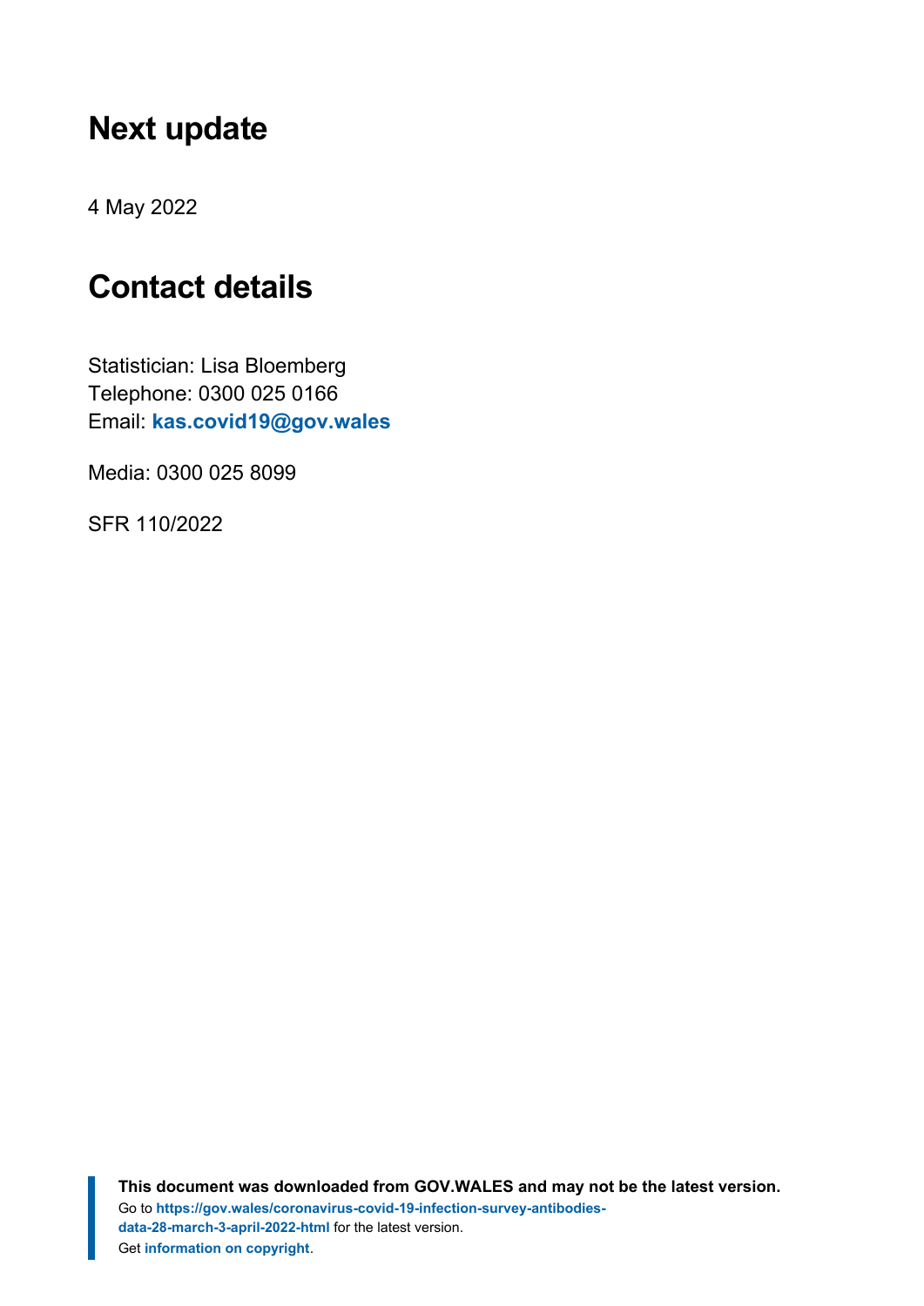## Next update

4 May 2022

## Contact details

Statistician: Lisa Bloemberg
Telephone: 0300 025 0166
Email: **kas.covid19@gov.wales**

Media: 0300 025 8099

SFR 110/2022

**This document was downloaded from GOV.WALES and may not be the latest version.**
Go to **https://gov.wales/coronavirus-covid-19-infection-survey-antibodies-data-28-march-3-april-2022-html** for the latest version.
Get **information on copyright**.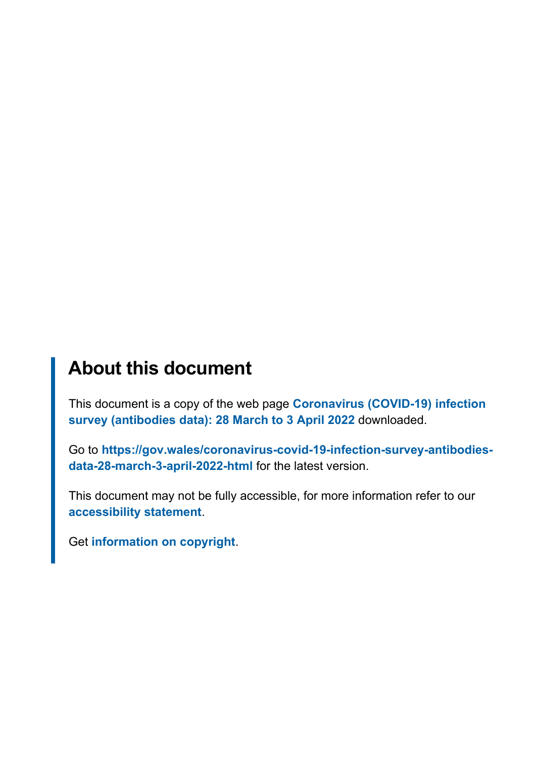## About this document

This document is a copy of the web page **Coronavirus (COVID-19) infection survey (antibodies data): 28 March to 3 April 2022** downloaded.

Go to **https://gov.wales/coronavirus-covid-19-infection-survey-antibodies-data-28-march-3-april-2022-html** for the latest version.

This document may not be fully accessible, for more information refer to our **accessibility statement**.

Get **information on copyright**.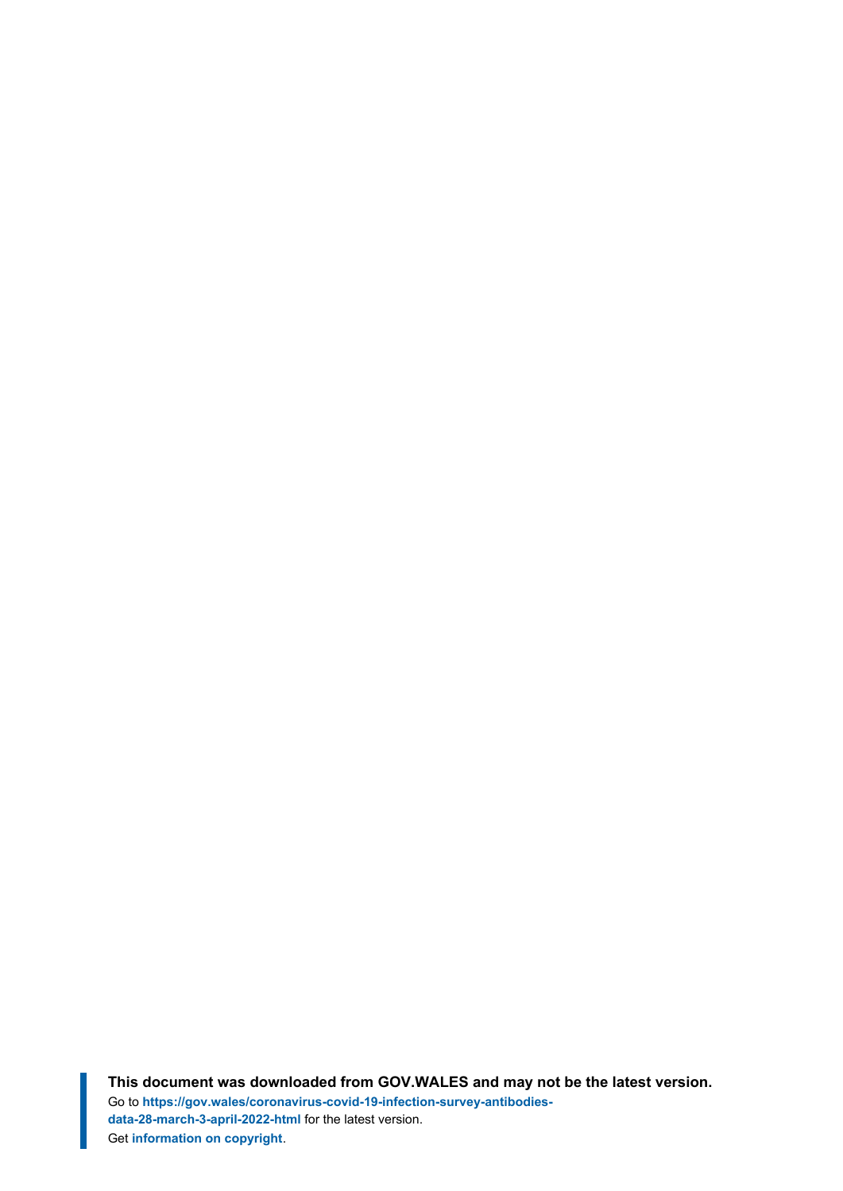**This document was downloaded from GOV.WALES and may not be the latest version.**

Go to **https://gov.wales/coronavirus-covid-19-infection-survey-antibodies-data-28-march-3-april-2022-html** for the latest version.

Get **information on copyright**.